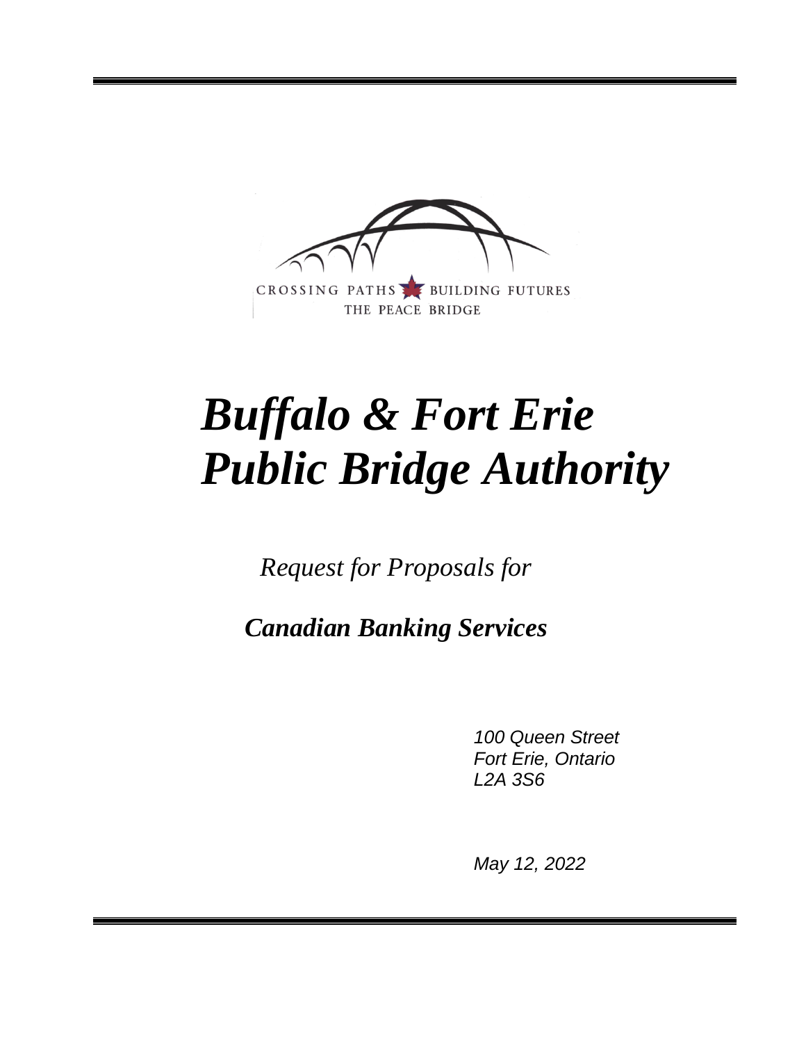CROSSING PATHS BUILDING FUTURES
THE PEACE BRIDGE

# *Buffalo & Fort Erie Public Bridge Authority*

*Request for Proposals for*

***Canadian Banking Services***

*100 Queen Street*
*Fort Erie, Ontario*
*L2A 3S6*

*May 12, 2022*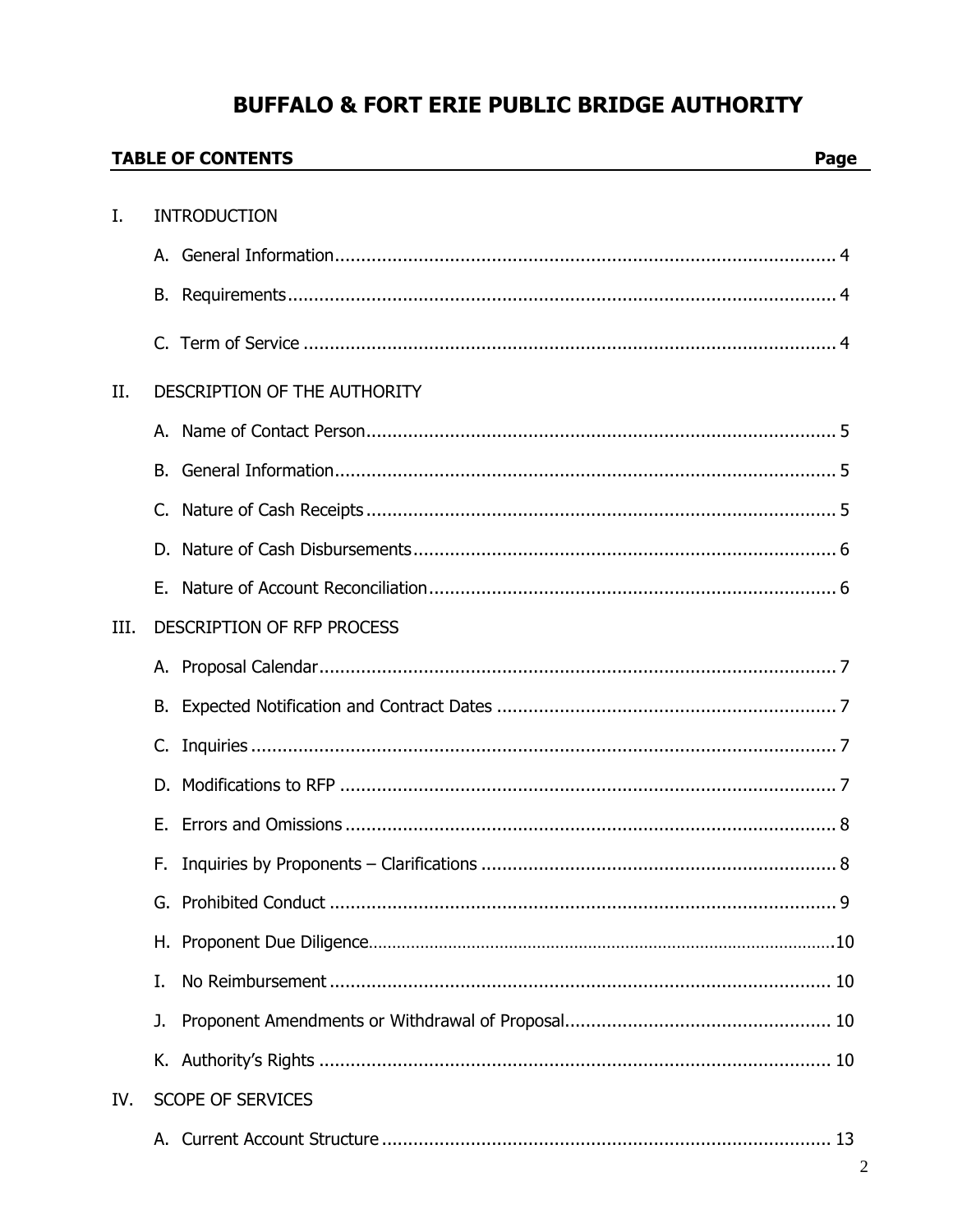# BUFFALO & FORT ERIE PUBLIC BRIDGE AUTHORITY

| **TABLE OF CONTENTS** | **Page** |
|---|---|
| I. INTRODUCTION | |
| A. General Information | 4 |
| B. Requirements | 4 |
| C. Term of Service | 4 |
| II. DESCRIPTION OF THE AUTHORITY | |
| A. Name of Contact Person | 5 |
| B. General Information | 5 |
| C. Nature of Cash Receipts | 5 |
| D. Nature of Cash Disbursements | 6 |
| E. Nature of Account Reconciliation | 6 |
| III. DESCRIPTION OF RFP PROCESS | |
| A. Proposal Calendar | 7 |
| B. Expected Notification and Contract Dates | 7 |
| C. Inquiries | 7 |
| D. Modifications to RFP | 7 |
| E. Errors and Omissions | 8 |
| F. Inquiries by Proponents – Clarifications | 8 |
| G. Prohibited Conduct | 9 |
| H. Proponent Due Diligence | 10 |
| I. No Reimbursement | 10 |
| J. Proponent Amendments or Withdrawal of Proposal | 10 |
| K. Authority's Rights | 10 |
| IV. SCOPE OF SERVICES | |
| A. Current Account Structure | 13 |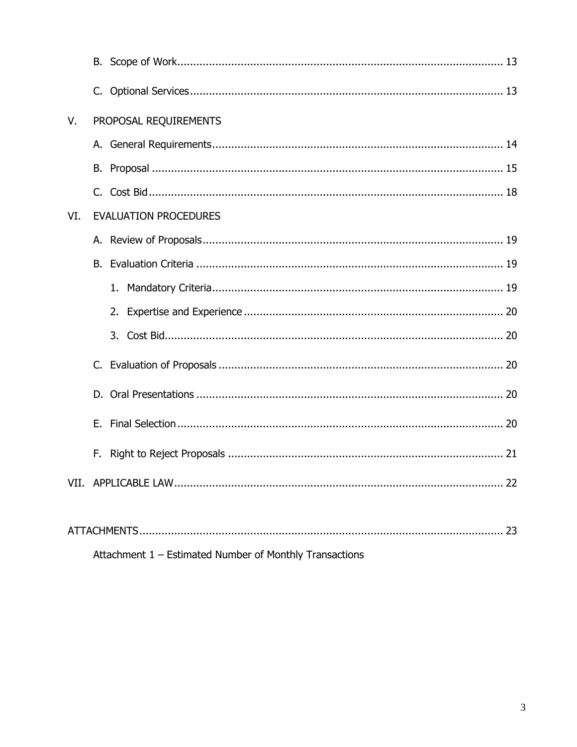B. Scope of Work ........................................................................................................ 13

C. Optional Services ................................................................................................... 13

V. PROPOSAL REQUIREMENTS

A. General Requirements ............................................................................................ 14

B. Proposal ................................................................................................................ 15

C. Cost Bid ................................................................................................................. 18

VI. EVALUATION PROCEDURES

A. Review of Proposals ............................................................................................... 19

B. Evaluation Criteria ................................................................................................. 19

1. Mandatory Criteria ............................................................................................ 19

2. Expertise and Experience .................................................................................. 20

3. Cost Bid ........................................................................................................... 20

C. Evaluation of Proposals .......................................................................................... 20

D. Oral Presentations ................................................................................................. 20

E. Final Selection ........................................................................................................ 20

F. Right to Reject Proposals ....................................................................................... 21

VII. APPLICABLE LAW ........................................................................................................ 22

ATTACHMENTS ................................................................................................................... 23

Attachment 1 – Estimated Number of Monthly Transactions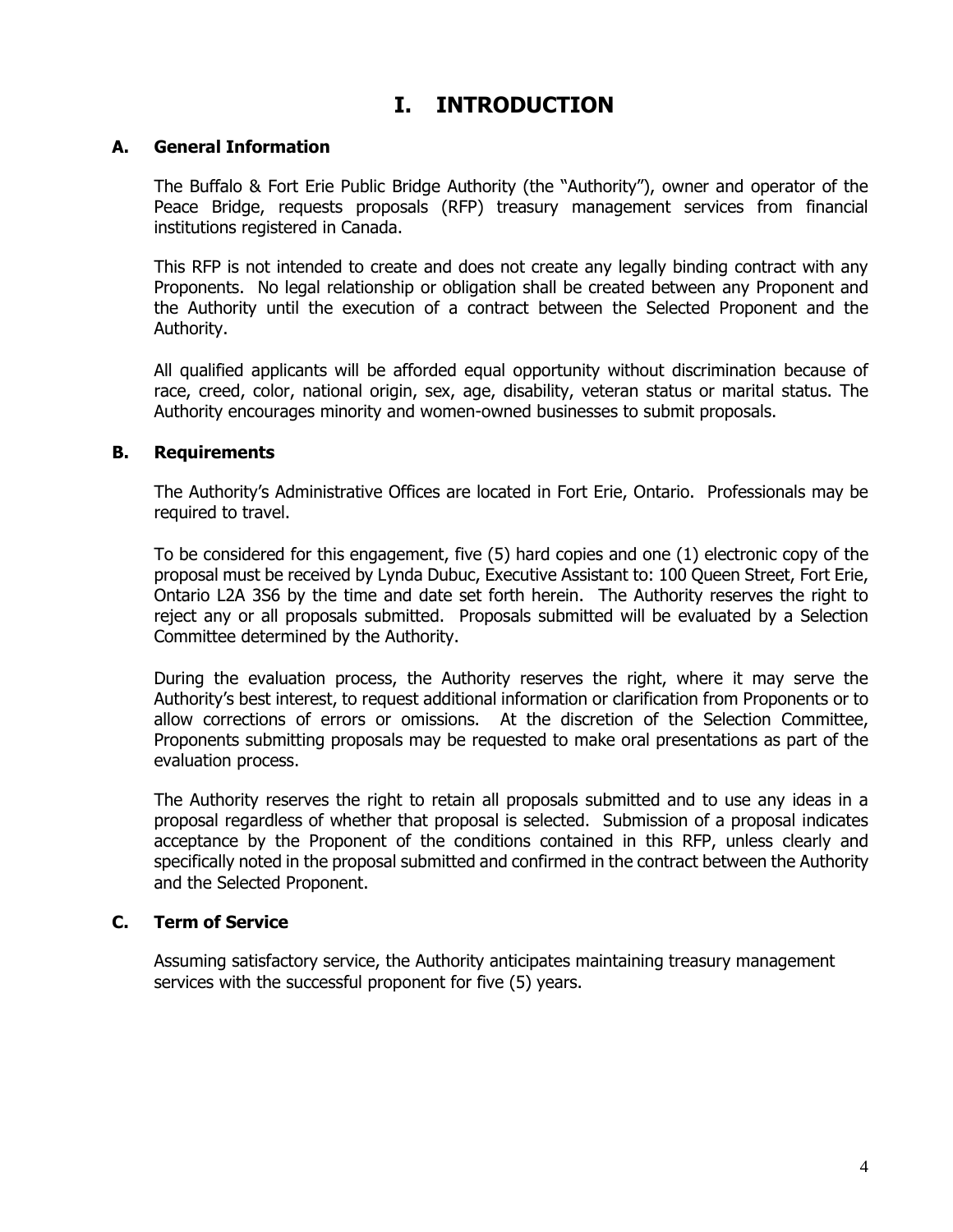# I. INTRODUCTION

### A. General Information

The Buffalo & Fort Erie Public Bridge Authority (the "Authority"), owner and operator of the Peace Bridge, requests proposals (RFP) treasury management services from financial institutions registered in Canada.

This RFP is not intended to create and does not create any legally binding contract with any Proponents. No legal relationship or obligation shall be created between any Proponent and the Authority until the execution of a contract between the Selected Proponent and the Authority.

All qualified applicants will be afforded equal opportunity without discrimination because of race, creed, color, national origin, sex, age, disability, veteran status or marital status. The Authority encourages minority and women-owned businesses to submit proposals.

### B. Requirements

The Authority's Administrative Offices are located in Fort Erie, Ontario. Professionals may be required to travel.

To be considered for this engagement, five (5) hard copies and one (1) electronic copy of the proposal must be received by Lynda Dubuc, Executive Assistant to: 100 Queen Street, Fort Erie, Ontario L2A 3S6 by the time and date set forth herein. The Authority reserves the right to reject any or all proposals submitted. Proposals submitted will be evaluated by a Selection Committee determined by the Authority.

During the evaluation process, the Authority reserves the right, where it may serve the Authority's best interest, to request additional information or clarification from Proponents or to allow corrections of errors or omissions. At the discretion of the Selection Committee, Proponents submitting proposals may be requested to make oral presentations as part of the evaluation process.

The Authority reserves the right to retain all proposals submitted and to use any ideas in a proposal regardless of whether that proposal is selected. Submission of a proposal indicates acceptance by the Proponent of the conditions contained in this RFP, unless clearly and specifically noted in the proposal submitted and confirmed in the contract between the Authority and the Selected Proponent.

### C. Term of Service

Assuming satisfactory service, the Authority anticipates maintaining treasury management services with the successful proponent for five (5) years.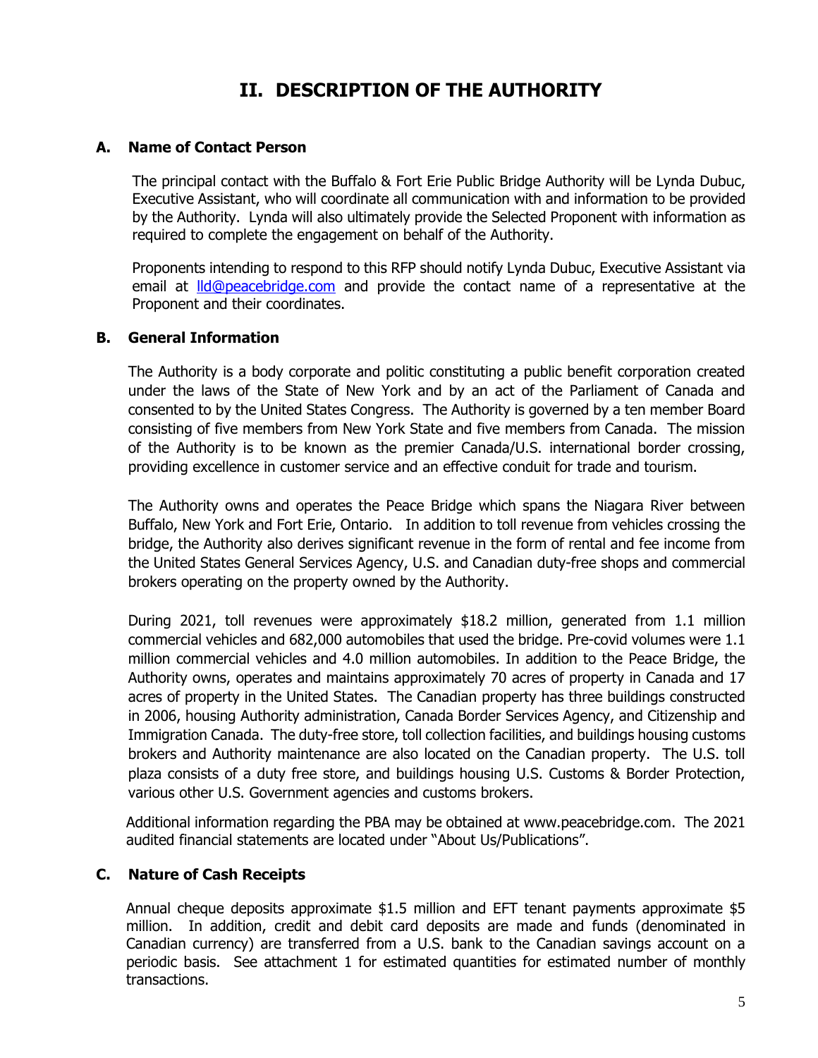# II. DESCRIPTION OF THE AUTHORITY

## A. Name of Contact Person

The principal contact with the Buffalo & Fort Erie Public Bridge Authority will be Lynda Dubuc, Executive Assistant, who will coordinate all communication with and information to be provided by the Authority. Lynda will also ultimately provide the Selected Proponent with information as required to complete the engagement on behalf of the Authority.

Proponents intending to respond to this RFP should notify Lynda Dubuc, Executive Assistant via email at lld@peacebridge.com and provide the contact name of a representative at the Proponent and their coordinates.

## B. General Information

The Authority is a body corporate and politic constituting a public benefit corporation created under the laws of the State of New York and by an act of the Parliament of Canada and consented to by the United States Congress. The Authority is governed by a ten member Board consisting of five members from New York State and five members from Canada. The mission of the Authority is to be known as the premier Canada/U.S. international border crossing, providing excellence in customer service and an effective conduit for trade and tourism.

The Authority owns and operates the Peace Bridge which spans the Niagara River between Buffalo, New York and Fort Erie, Ontario. In addition to toll revenue from vehicles crossing the bridge, the Authority also derives significant revenue in the form of rental and fee income from the United States General Services Agency, U.S. and Canadian duty-free shops and commercial brokers operating on the property owned by the Authority.

During 2021, toll revenues were approximately $18.2 million, generated from 1.1 million commercial vehicles and 682,000 automobiles that used the bridge. Pre-covid volumes were 1.1 million commercial vehicles and 4.0 million automobiles. In addition to the Peace Bridge, the Authority owns, operates and maintains approximately 70 acres of property in Canada and 17 acres of property in the United States. The Canadian property has three buildings constructed in 2006, housing Authority administration, Canada Border Services Agency, and Citizenship and Immigration Canada. The duty-free store, toll collection facilities, and buildings housing customs brokers and Authority maintenance are also located on the Canadian property. The U.S. toll plaza consists of a duty free store, and buildings housing U.S. Customs & Border Protection, various other U.S. Government agencies and customs brokers.

Additional information regarding the PBA may be obtained at www.peacebridge.com. The 2021 audited financial statements are located under "About Us/Publications".

## C. Nature of Cash Receipts

Annual cheque deposits approximate $1.5 million and EFT tenant payments approximate $5 million. In addition, credit and debit card deposits are made and funds (denominated in Canadian currency) are transferred from a U.S. bank to the Canadian savings account on a periodic basis. See attachment 1 for estimated quantities for estimated number of monthly transactions.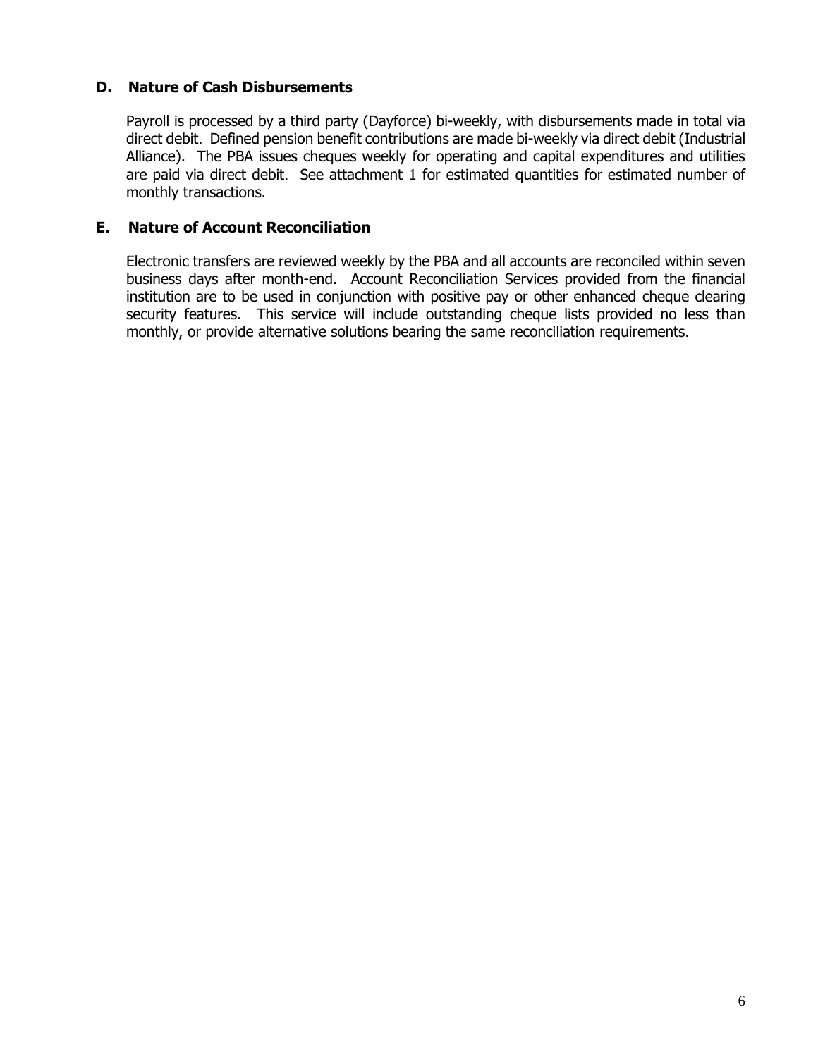### D. Nature of Cash Disbursements

Payroll is processed by a third party (Dayforce) bi-weekly, with disbursements made in total via direct debit. Defined pension benefit contributions are made bi-weekly via direct debit (Industrial Alliance). The PBA issues cheques weekly for operating and capital expenditures and utilities are paid via direct debit. See attachment 1 for estimated quantities for estimated number of monthly transactions.

### E. Nature of Account Reconciliation

Electronic transfers are reviewed weekly by the PBA and all accounts are reconciled within seven business days after month-end. Account Reconciliation Services provided from the financial institution are to be used in conjunction with positive pay or other enhanced cheque clearing security features. This service will include outstanding cheque lists provided no less than monthly, or provide alternative solutions bearing the same reconciliation requirements.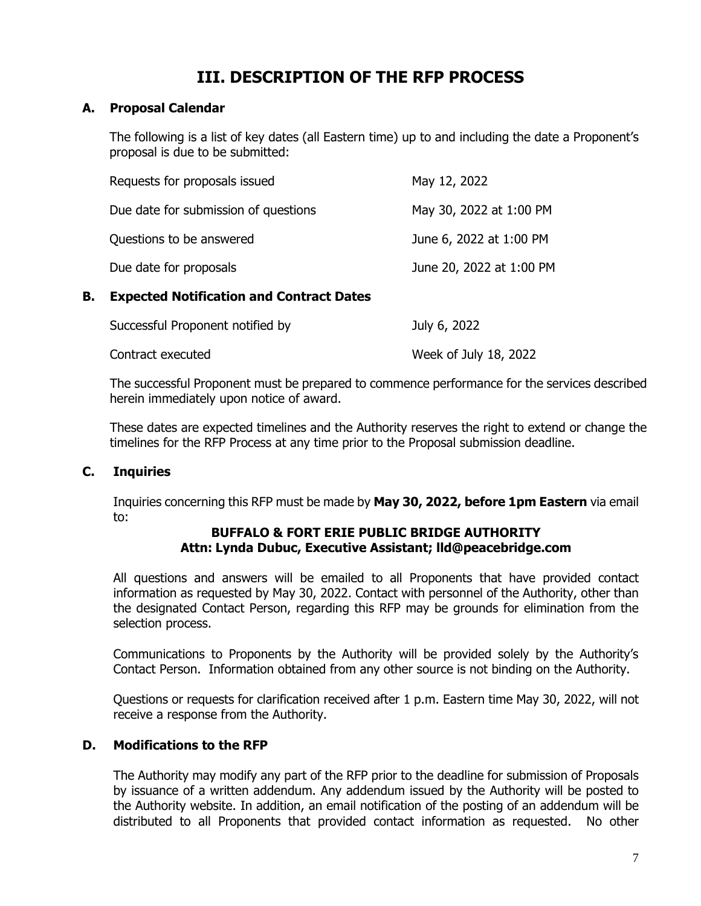# III. DESCRIPTION OF THE RFP PROCESS

## A. Proposal Calendar

The following is a list of key dates (all Eastern time) up to and including the date a Proponent's proposal is due to be submitted:

| | |
|---|---|
| Requests for proposals issued | May 12, 2022 |
| Due date for submission of questions | May 30, 2022 at 1:00 PM |
| Questions to be answered | June 6, 2022 at 1:00 PM |
| Due date for proposals | June 20, 2022 at 1:00 PM |

## B. Expected Notification and Contract Dates

| | |
|---|---|
| Successful Proponent notified by | July 6, 2022 |
| Contract executed | Week of July 18, 2022 |

The successful Proponent must be prepared to commence performance for the services described herein immediately upon notice of award.

These dates are expected timelines and the Authority reserves the right to extend or change the timelines for the RFP Process at any time prior to the Proposal submission deadline.

## C. Inquiries

Inquiries concerning this RFP must be made by **May 30, 2022, before 1pm Eastern** via email to:

**BUFFALO & FORT ERIE PUBLIC BRIDGE AUTHORITY**
**Attn: Lynda Dubuc, Executive Assistant; lld@peacebridge.com**

All questions and answers will be emailed to all Proponents that have provided contact information as requested by May 30, 2022. Contact with personnel of the Authority, other than the designated Contact Person, regarding this RFP may be grounds for elimination from the selection process.

Communications to Proponents by the Authority will be provided solely by the Authority's Contact Person. Information obtained from any other source is not binding on the Authority.

Questions or requests for clarification received after 1 p.m. Eastern time May 30, 2022, will not receive a response from the Authority.

## D. Modifications to the RFP

The Authority may modify any part of the RFP prior to the deadline for submission of Proposals by issuance of a written addendum. Any addendum issued by the Authority will be posted to the Authority website. In addition, an email notification of the posting of an addendum will be distributed to all Proponents that provided contact information as requested. No other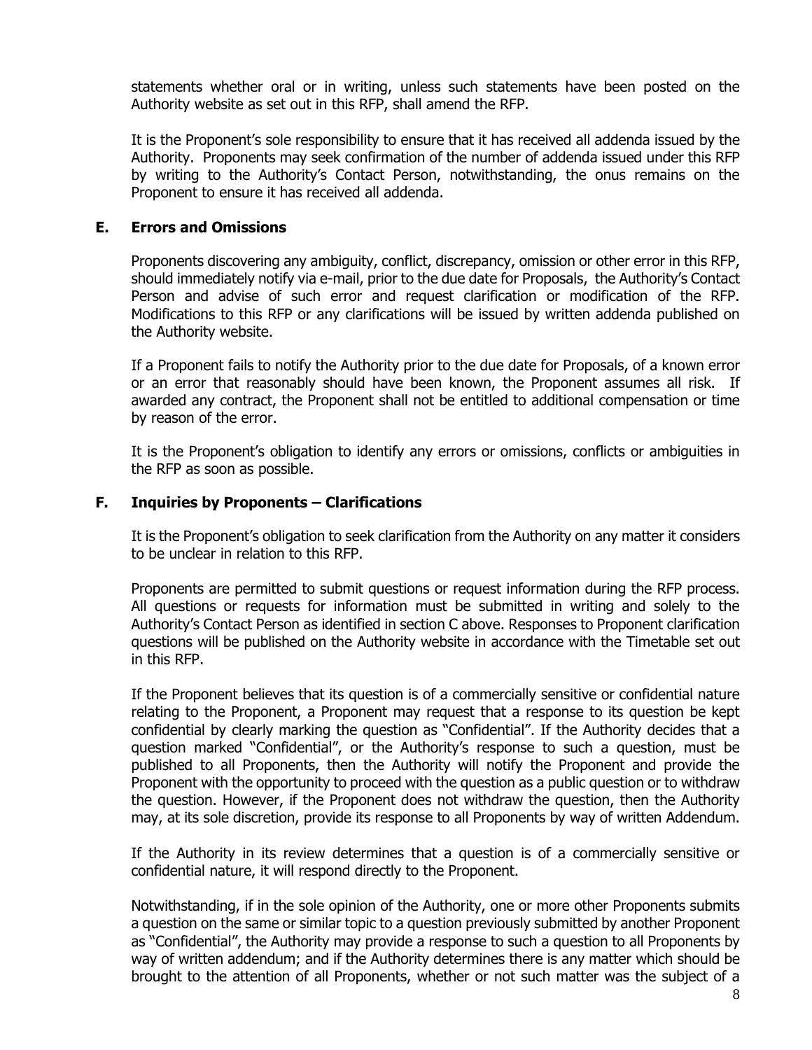statements whether oral or in writing, unless such statements have been posted on the Authority website as set out in this RFP, shall amend the RFP.

It is the Proponent's sole responsibility to ensure that it has received all addenda issued by the Authority. Proponents may seek confirmation of the number of addenda issued under this RFP by writing to the Authority's Contact Person, notwithstanding, the onus remains on the Proponent to ensure it has received all addenda.

### E. Errors and Omissions

Proponents discovering any ambiguity, conflict, discrepancy, omission or other error in this RFP, should immediately notify via e-mail, prior to the due date for Proposals, the Authority's Contact Person and advise of such error and request clarification or modification of the RFP. Modifications to this RFP or any clarifications will be issued by written addenda published on the Authority website.

If a Proponent fails to notify the Authority prior to the due date for Proposals, of a known error or an error that reasonably should have been known, the Proponent assumes all risk. If awarded any contract, the Proponent shall not be entitled to additional compensation or time by reason of the error.

It is the Proponent's obligation to identify any errors or omissions, conflicts or ambiguities in the RFP as soon as possible.

### F. Inquiries by Proponents – Clarifications

It is the Proponent's obligation to seek clarification from the Authority on any matter it considers to be unclear in relation to this RFP.

Proponents are permitted to submit questions or request information during the RFP process. All questions or requests for information must be submitted in writing and solely to the Authority's Contact Person as identified in section C above. Responses to Proponent clarification questions will be published on the Authority website in accordance with the Timetable set out in this RFP.

If the Proponent believes that its question is of a commercially sensitive or confidential nature relating to the Proponent, a Proponent may request that a response to its question be kept confidential by clearly marking the question as "Confidential". If the Authority decides that a question marked "Confidential", or the Authority's response to such a question, must be published to all Proponents, then the Authority will notify the Proponent and provide the Proponent with the opportunity to proceed with the question as a public question or to withdraw the question. However, if the Proponent does not withdraw the question, then the Authority may, at its sole discretion, provide its response to all Proponents by way of written Addendum.

If the Authority in its review determines that a question is of a commercially sensitive or confidential nature, it will respond directly to the Proponent.

Notwithstanding, if in the sole opinion of the Authority, one or more other Proponents submits a question on the same or similar topic to a question previously submitted by another Proponent as "Confidential", the Authority may provide a response to such a question to all Proponents by way of written addendum; and if the Authority determines there is any matter which should be brought to the attention of all Proponents, whether or not such matter was the subject of a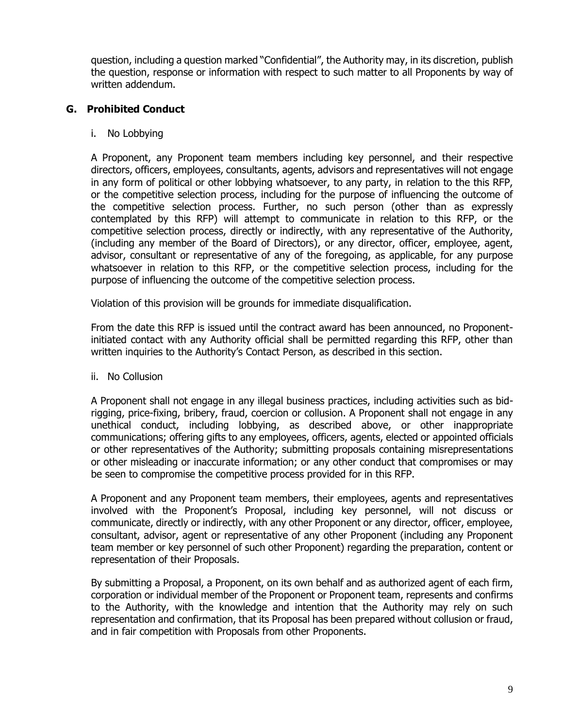question, including a question marked "Confidential", the Authority may, in its discretion, publish the question, response or information with respect to such matter to all Proponents by way of written addendum.

## G. Prohibited Conduct

i. No Lobbying

A Proponent, any Proponent team members including key personnel, and their respective directors, officers, employees, consultants, agents, advisors and representatives will not engage in any form of political or other lobbying whatsoever, to any party, in relation to the this RFP, or the competitive selection process, including for the purpose of influencing the outcome of the competitive selection process. Further, no such person (other than as expressly contemplated by this RFP) will attempt to communicate in relation to this RFP, or the competitive selection process, directly or indirectly, with any representative of the Authority, (including any member of the Board of Directors), or any director, officer, employee, agent, advisor, consultant or representative of any of the foregoing, as applicable, for any purpose whatsoever in relation to this RFP, or the competitive selection process, including for the purpose of influencing the outcome of the competitive selection process.

Violation of this provision will be grounds for immediate disqualification.

From the date this RFP is issued until the contract award has been announced, no Proponent-initiated contact with any Authority official shall be permitted regarding this RFP, other than written inquiries to the Authority's Contact Person, as described in this section.

ii. No Collusion

A Proponent shall not engage in any illegal business practices, including activities such as bid-rigging, price-fixing, bribery, fraud, coercion or collusion. A Proponent shall not engage in any unethical conduct, including lobbying, as described above, or other inappropriate communications; offering gifts to any employees, officers, agents, elected or appointed officials or other representatives of the Authority; submitting proposals containing misrepresentations or other misleading or inaccurate information; or any other conduct that compromises or may be seen to compromise the competitive process provided for in this RFP.

A Proponent and any Proponent team members, their employees, agents and representatives involved with the Proponent's Proposal, including key personnel, will not discuss or communicate, directly or indirectly, with any other Proponent or any director, officer, employee, consultant, advisor, agent or representative of any other Proponent (including any Proponent team member or key personnel of such other Proponent) regarding the preparation, content or representation of their Proposals.

By submitting a Proposal, a Proponent, on its own behalf and as authorized agent of each firm, corporation or individual member of the Proponent or Proponent team, represents and confirms to the Authority, with the knowledge and intention that the Authority may rely on such representation and confirmation, that its Proposal has been prepared without collusion or fraud, and in fair competition with Proposals from other Proponents.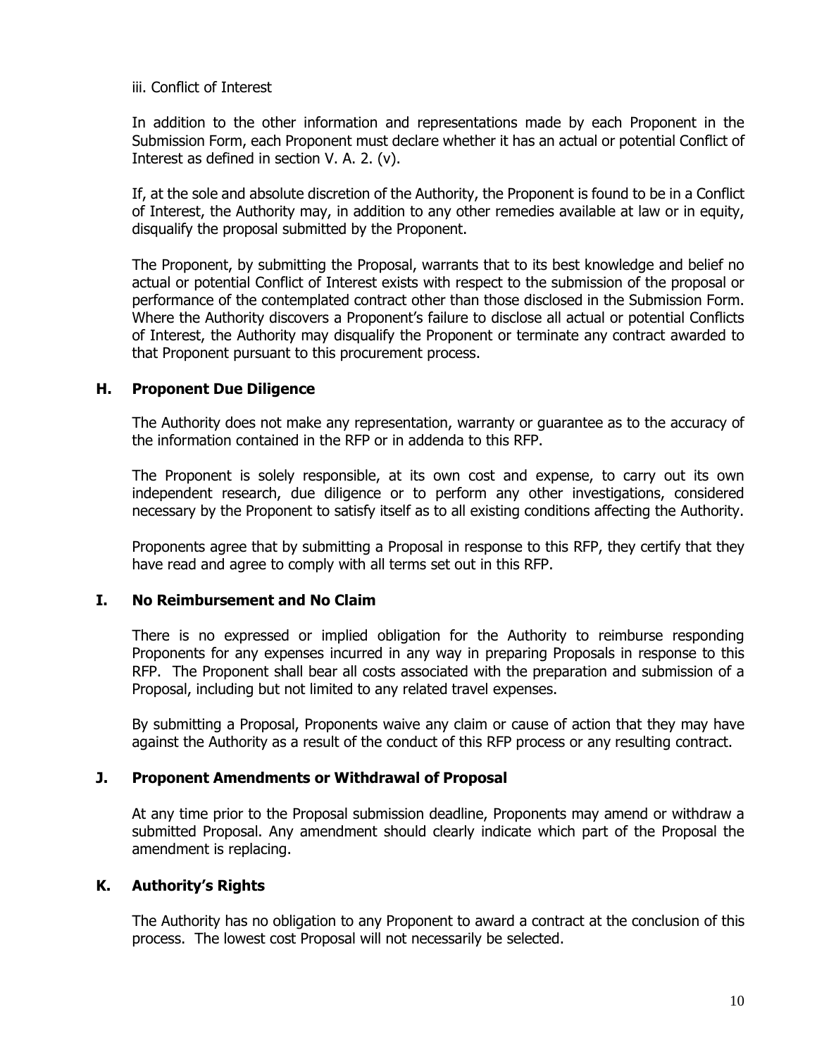iii. Conflict of Interest

In addition to the other information and representations made by each Proponent in the Submission Form, each Proponent must declare whether it has an actual or potential Conflict of Interest as defined in section V. A. 2. (v).

If, at the sole and absolute discretion of the Authority, the Proponent is found to be in a Conflict of Interest, the Authority may, in addition to any other remedies available at law or in equity, disqualify the proposal submitted by the Proponent.

The Proponent, by submitting the Proposal, warrants that to its best knowledge and belief no actual or potential Conflict of Interest exists with respect to the submission of the proposal or performance of the contemplated contract other than those disclosed in the Submission Form. Where the Authority discovers a Proponent's failure to disclose all actual or potential Conflicts of Interest, the Authority may disqualify the Proponent or terminate any contract awarded to that Proponent pursuant to this procurement process.

## H. Proponent Due Diligence

The Authority does not make any representation, warranty or guarantee as to the accuracy of the information contained in the RFP or in addenda to this RFP.

The Proponent is solely responsible, at its own cost and expense, to carry out its own independent research, due diligence or to perform any other investigations, considered necessary by the Proponent to satisfy itself as to all existing conditions affecting the Authority.

Proponents agree that by submitting a Proposal in response to this RFP, they certify that they have read and agree to comply with all terms set out in this RFP.

## I. No Reimbursement and No Claim

There is no expressed or implied obligation for the Authority to reimburse responding Proponents for any expenses incurred in any way in preparing Proposals in response to this RFP. The Proponent shall bear all costs associated with the preparation and submission of a Proposal, including but not limited to any related travel expenses.

By submitting a Proposal, Proponents waive any claim or cause of action that they may have against the Authority as a result of the conduct of this RFP process or any resulting contract.

## J. Proponent Amendments or Withdrawal of Proposal

At any time prior to the Proposal submission deadline, Proponents may amend or withdraw a submitted Proposal. Any amendment should clearly indicate which part of the Proposal the amendment is replacing.

## K. Authority's Rights

The Authority has no obligation to any Proponent to award a contract at the conclusion of this process. The lowest cost Proposal will not necessarily be selected.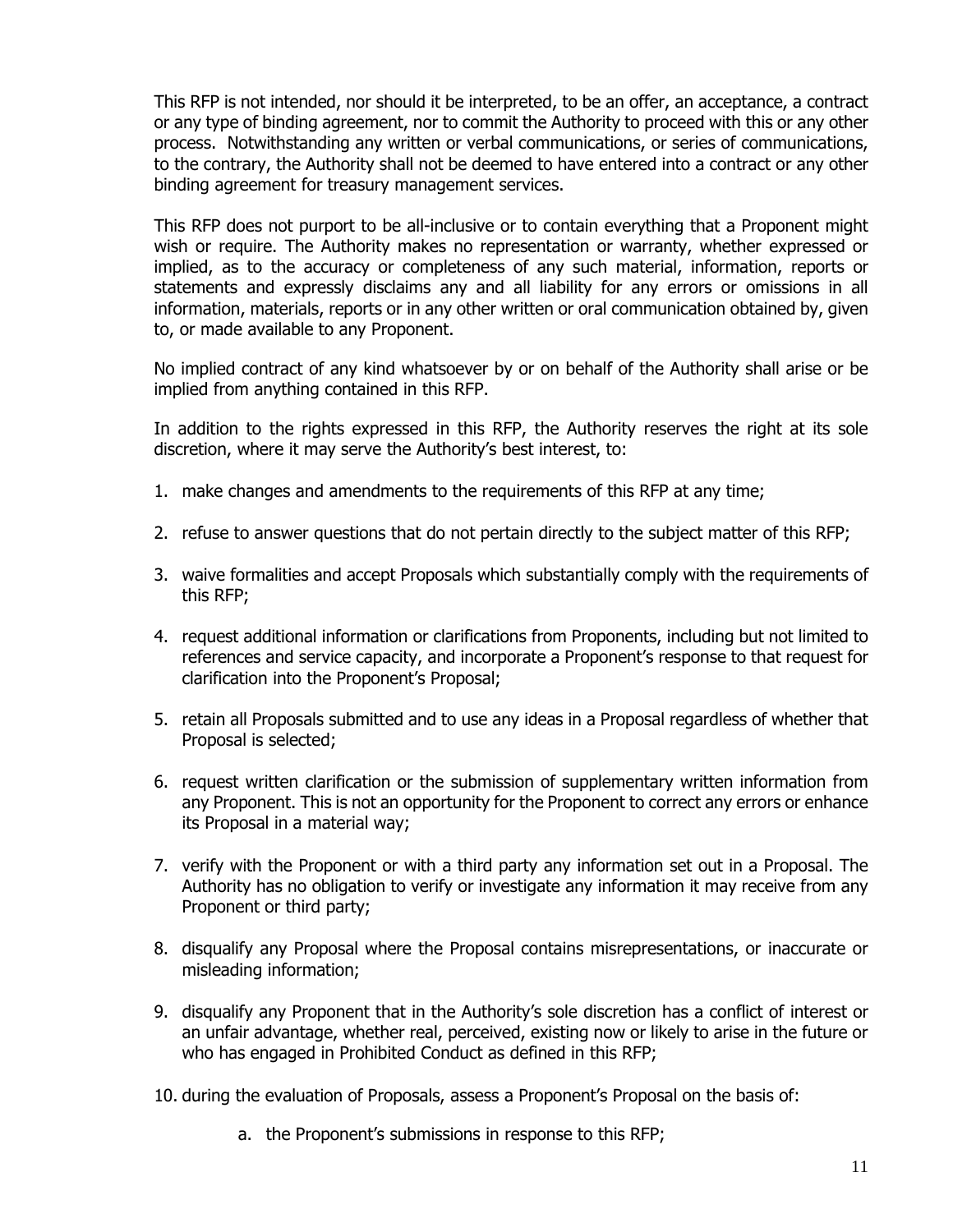This RFP is not intended, nor should it be interpreted, to be an offer, an acceptance, a contract or any type of binding agreement, nor to commit the Authority to proceed with this or any other process. Notwithstanding any written or verbal communications, or series of communications, to the contrary, the Authority shall not be deemed to have entered into a contract or any other binding agreement for treasury management services.

This RFP does not purport to be all-inclusive or to contain everything that a Proponent might wish or require. The Authority makes no representation or warranty, whether expressed or implied, as to the accuracy or completeness of any such material, information, reports or statements and expressly disclaims any and all liability for any errors or omissions in all information, materials, reports or in any other written or oral communication obtained by, given to, or made available to any Proponent.

No implied contract of any kind whatsoever by or on behalf of the Authority shall arise or be implied from anything contained in this RFP.

In addition to the rights expressed in this RFP, the Authority reserves the right at its sole discretion, where it may serve the Authority's best interest, to:

1. make changes and amendments to the requirements of this RFP at any time;
2. refuse to answer questions that do not pertain directly to the subject matter of this RFP;
3. waive formalities and accept Proposals which substantially comply with the requirements of this RFP;
4. request additional information or clarifications from Proponents, including but not limited to references and service capacity, and incorporate a Proponent's response to that request for clarification into the Proponent's Proposal;
5. retain all Proposals submitted and to use any ideas in a Proposal regardless of whether that Proposal is selected;
6. request written clarification or the submission of supplementary written information from any Proponent. This is not an opportunity for the Proponent to correct any errors or enhance its Proposal in a material way;
7. verify with the Proponent or with a third party any information set out in a Proposal. The Authority has no obligation to verify or investigate any information it may receive from any Proponent or third party;
8. disqualify any Proposal where the Proposal contains misrepresentations, or inaccurate or misleading information;
9. disqualify any Proponent that in the Authority's sole discretion has a conflict of interest or an unfair advantage, whether real, perceived, existing now or likely to arise in the future or who has engaged in Prohibited Conduct as defined in this RFP;
10. during the evaluation of Proposals, assess a Proponent's Proposal on the basis of:
    a. the Proponent's submissions in response to this RFP;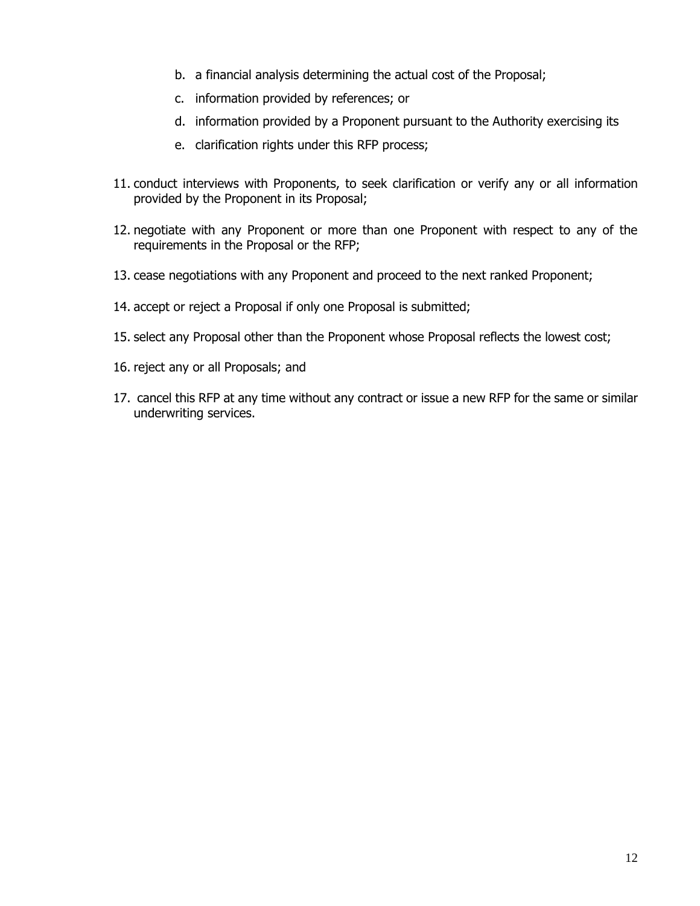b. a financial analysis determining the actual cost of the Proposal;
   c. information provided by references; or
   d. information provided by a Proponent pursuant to the Authority exercising its
   e. clarification rights under this RFP process;

11. conduct interviews with Proponents, to seek clarification or verify any or all information provided by the Proponent in its Proposal;
12. negotiate with any Proponent or more than one Proponent with respect to any of the requirements in the Proposal or the RFP;
13. cease negotiations with any Proponent and proceed to the next ranked Proponent;
14. accept or reject a Proposal if only one Proposal is submitted;
15. select any Proposal other than the Proponent whose Proposal reflects the lowest cost;
16. reject any or all Proposals; and
17. cancel this RFP at any time without any contract or issue a new RFP for the same or similar underwriting services.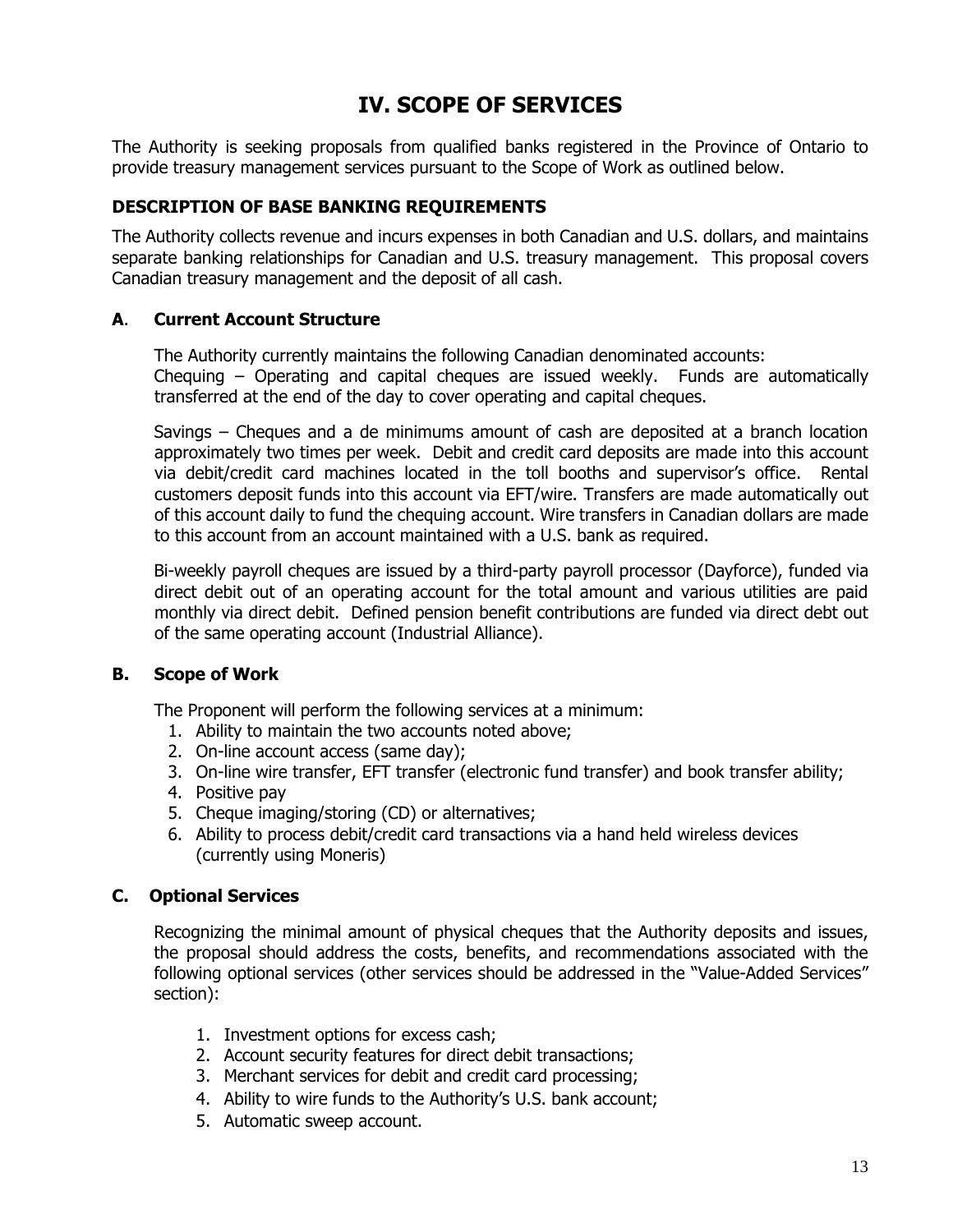# IV. SCOPE OF SERVICES

The Authority is seeking proposals from qualified banks registered in the Province of Ontario to provide treasury management services pursuant to the Scope of Work as outlined below.

## DESCRIPTION OF BASE BANKING REQUIREMENTS

The Authority collects revenue and incurs expenses in both Canadian and U.S. dollars, and maintains separate banking relationships for Canadian and U.S. treasury management. This proposal covers Canadian treasury management and the deposit of all cash.

### A. Current Account Structure

The Authority currently maintains the following Canadian denominated accounts:
Chequing – Operating and capital cheques are issued weekly. Funds are automatically transferred at the end of the day to cover operating and capital cheques.

Savings – Cheques and a de minimums amount of cash are deposited at a branch location approximately two times per week. Debit and credit card deposits are made into this account via debit/credit card machines located in the toll booths and supervisor's office. Rental customers deposit funds into this account via EFT/wire. Transfers are made automatically out of this account daily to fund the chequing account. Wire transfers in Canadian dollars are made to this account from an account maintained with a U.S. bank as required.

Bi-weekly payroll cheques are issued by a third-party payroll processor (Dayforce), funded via direct debit out of an operating account for the total amount and various utilities are paid monthly via direct debit. Defined pension benefit contributions are funded via direct debt out of the same operating account (Industrial Alliance).

### B. Scope of Work

The Proponent will perform the following services at a minimum:

1. Ability to maintain the two accounts noted above;
2. On-line account access (same day);
3. On-line wire transfer, EFT transfer (electronic fund transfer) and book transfer ability;
4. Positive pay
5. Cheque imaging/storing (CD) or alternatives;
6. Ability to process debit/credit card transactions via a hand held wireless devices (currently using Moneris)

### C. Optional Services

Recognizing the minimal amount of physical cheques that the Authority deposits and issues, the proposal should address the costs, benefits, and recommendations associated with the following optional services (other services should be addressed in the "Value-Added Services" section):

1. Investment options for excess cash;
2. Account security features for direct debit transactions;
3. Merchant services for debit and credit card processing;
4. Ability to wire funds to the Authority's U.S. bank account;
5. Automatic sweep account.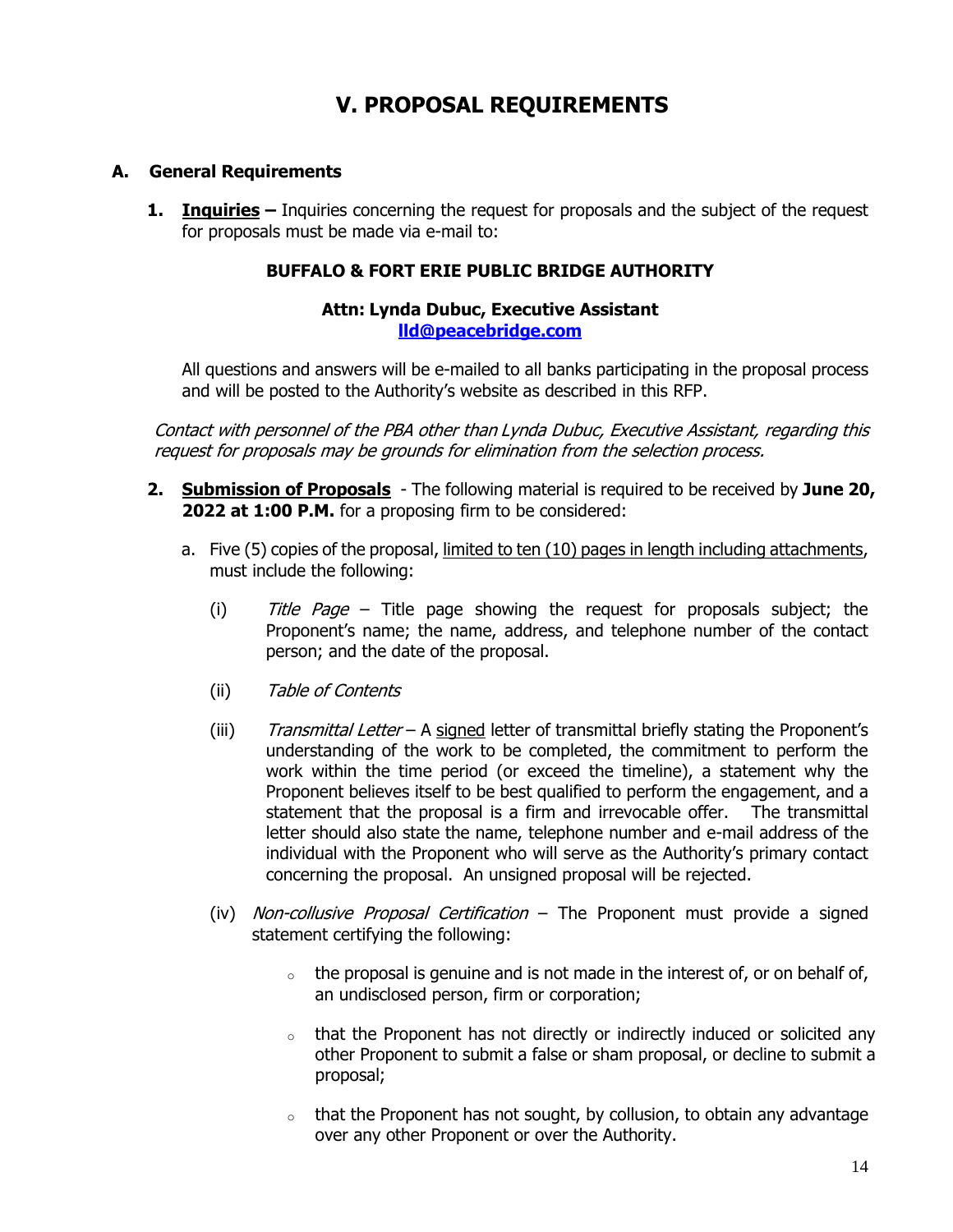# V. PROPOSAL REQUIREMENTS

## A. General Requirements

1. **Inquiries –** Inquiries concerning the request for proposals and the subject of the request for proposals must be made via e-mail to:

   **BUFFALO & FORT ERIE PUBLIC BRIDGE AUTHORITY**

   **Attn: Lynda Dubuc, Executive Assistant**
   **lld@peacebridge.com**

   All questions and answers will be e-mailed to all banks participating in the proposal process and will be posted to the Authority's website as described in this RFP.

   *Contact with personnel of the PBA other than Lynda Dubuc, Executive Assistant, regarding this request for proposals may be grounds for elimination from the selection process.*

2. **Submission of Proposals** - The following material is required to be received by **June 20, 2022 at 1:00 P.M.** for a proposing firm to be considered:

   a. Five (5) copies of the proposal, limited to ten (10) pages in length including attachments, must include the following:

      (i) *Title Page* – Title page showing the request for proposals subject; the Proponent's name; the name, address, and telephone number of the contact person; and the date of the proposal.

      (ii) *Table of Contents*

      (iii) *Transmittal Letter* – A signed letter of transmittal briefly stating the Proponent's understanding of the work to be completed, the commitment to perform the work within the time period (or exceed the timeline), a statement why the Proponent believes itself to be best qualified to perform the engagement, and a statement that the proposal is a firm and irrevocable offer. The transmittal letter should also state the name, telephone number and e-mail address of the individual with the Proponent who will serve as the Authority's primary contact concerning the proposal. An unsigned proposal will be rejected.

      (iv) *Non-collusive Proposal Certification* – The Proponent must provide a signed statement certifying the following:

      - the proposal is genuine and is not made in the interest of, or on behalf of, an undisclosed person, firm or corporation;
      - that the Proponent has not directly or indirectly induced or solicited any other Proponent to submit a false or sham proposal, or decline to submit a proposal;
      - that the Proponent has not sought, by collusion, to obtain any advantage over any other Proponent or over the Authority.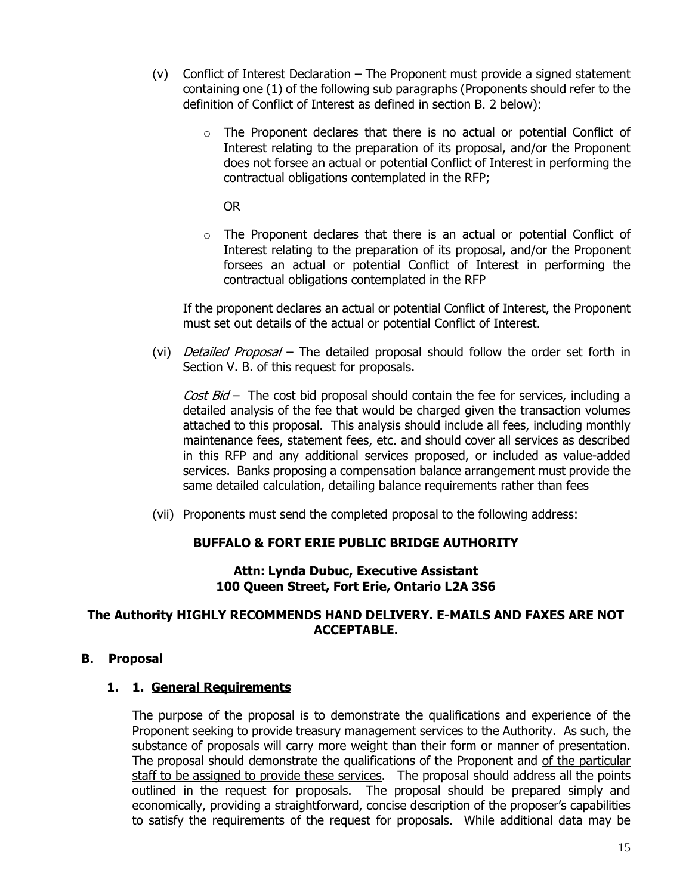(v) Conflict of Interest Declaration – The Proponent must provide a signed statement containing one (1) of the following sub paragraphs (Proponents should refer to the definition of Conflict of Interest as defined in section B. 2 below):

- The Proponent declares that there is no actual or potential Conflict of Interest relating to the preparation of its proposal, and/or the Proponent does not forsee an actual or potential Conflict of Interest in performing the contractual obligations contemplated in the RFP;

  OR

- The Proponent declares that there is an actual or potential Conflict of Interest relating to the preparation of its proposal, and/or the Proponent forsees an actual or potential Conflict of Interest in performing the contractual obligations contemplated in the RFP

If the proponent declares an actual or potential Conflict of Interest, the Proponent must set out details of the actual or potential Conflict of Interest.

(vi) *Detailed Proposal* – The detailed proposal should follow the order set forth in Section V. B. of this request for proposals.

*Cost Bid* – The cost bid proposal should contain the fee for services, including a detailed analysis of the fee that would be charged given the transaction volumes attached to this proposal. This analysis should include all fees, including monthly maintenance fees, statement fees, etc. and should cover all services as described in this RFP and any additional services proposed, or included as value-added services. Banks proposing a compensation balance arrangement must provide the same detailed calculation, detailing balance requirements rather than fees

(vii) Proponents must send the completed proposal to the following address:

**BUFFALO & FORT ERIE PUBLIC BRIDGE AUTHORITY**

**Attn: Lynda Dubuc, Executive Assistant**
**100 Queen Street, Fort Erie, Ontario L2A 3S6**

**The Authority HIGHLY RECOMMENDS HAND DELIVERY. E-MAILS AND FAXES ARE NOT ACCEPTABLE.**

## B. Proposal

### 1. 1. General Requirements

The purpose of the proposal is to demonstrate the qualifications and experience of the Proponent seeking to provide treasury management services to the Authority. As such, the substance of proposals will carry more weight than their form or manner of presentation. The proposal should demonstrate the qualifications of the Proponent and of the particular staff to be assigned to provide these services. The proposal should address all the points outlined in the request for proposals. The proposal should be prepared simply and economically, providing a straightforward, concise description of the proposer's capabilities to satisfy the requirements of the request for proposals. While additional data may be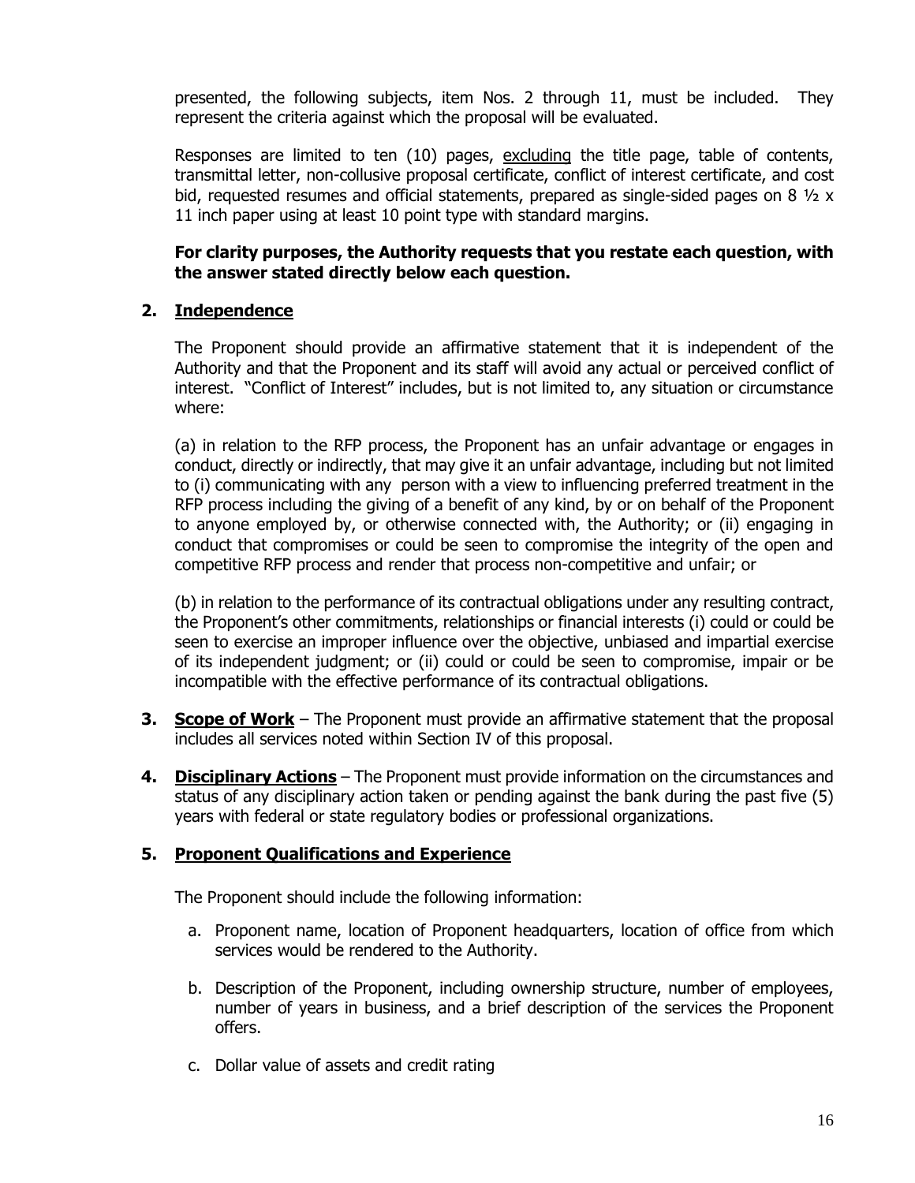presented, the following subjects, item Nos. 2 through 11, must be included. They represent the criteria against which the proposal will be evaluated.

Responses are limited to ten (10) pages, excluding the title page, table of contents, transmittal letter, non-collusive proposal certificate, conflict of interest certificate, and cost bid, requested resumes and official statements, prepared as single-sided pages on 8 ½ x 11 inch paper using at least 10 point type with standard margins.

**For clarity purposes, the Authority requests that you restate each question, with the answer stated directly below each question.**

**2. Independence**

The Proponent should provide an affirmative statement that it is independent of the Authority and that the Proponent and its staff will avoid any actual or perceived conflict of interest. "Conflict of Interest" includes, but is not limited to, any situation or circumstance where:

(a) in relation to the RFP process, the Proponent has an unfair advantage or engages in conduct, directly or indirectly, that may give it an unfair advantage, including but not limited to (i) communicating with any person with a view to influencing preferred treatment in the RFP process including the giving of a benefit of any kind, by or on behalf of the Proponent to anyone employed by, or otherwise connected with, the Authority; or (ii) engaging in conduct that compromises or could be seen to compromise the integrity of the open and competitive RFP process and render that process non-competitive and unfair; or

(b) in relation to the performance of its contractual obligations under any resulting contract, the Proponent's other commitments, relationships or financial interests (i) could or could be seen to exercise an improper influence over the objective, unbiased and impartial exercise of its independent judgment; or (ii) could or could be seen to compromise, impair or be incompatible with the effective performance of its contractual obligations.

**3. Scope of Work** – The Proponent must provide an affirmative statement that the proposal includes all services noted within Section IV of this proposal.

**4. Disciplinary Actions** – The Proponent must provide information on the circumstances and status of any disciplinary action taken or pending against the bank during the past five (5) years with federal or state regulatory bodies or professional organizations.

**5. Proponent Qualifications and Experience**

The Proponent should include the following information:

a. Proponent name, location of Proponent headquarters, location of office from which services would be rendered to the Authority.

b. Description of the Proponent, including ownership structure, number of employees, number of years in business, and a brief description of the services the Proponent offers.

c. Dollar value of assets and credit rating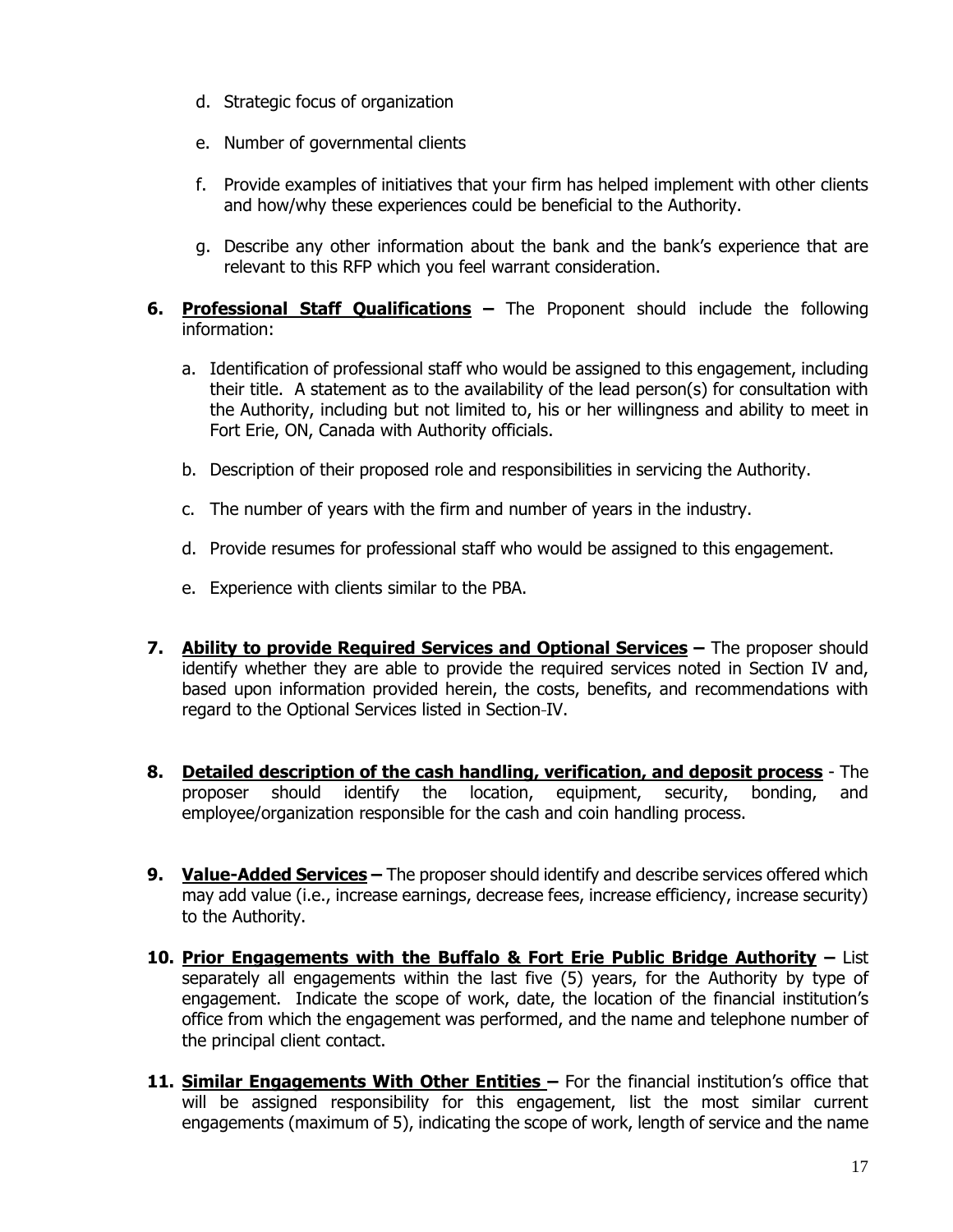d. Strategic focus of organization

e. Number of governmental clients

f. Provide examples of initiatives that your firm has helped implement with other clients and how/why these experiences could be beneficial to the Authority.

g. Describe any other information about the bank and the bank's experience that are relevant to this RFP which you feel warrant consideration.

**6. <u>Professional Staff Qualifications</u> –** The Proponent should include the following information:

a. Identification of professional staff who would be assigned to this engagement, including their title. A statement as to the availability of the lead person(s) for consultation with the Authority, including but not limited to, his or her willingness and ability to meet in Fort Erie, ON, Canada with Authority officials.

b. Description of their proposed role and responsibilities in servicing the Authority.

c. The number of years with the firm and number of years in the industry.

d. Provide resumes for professional staff who would be assigned to this engagement.

e. Experience with clients similar to the PBA.

**7. <u>Ability to provide Required Services and Optional Services</u> –** The proposer should identify whether they are able to provide the required services noted in Section IV and, based upon information provided herein, the costs, benefits, and recommendations with regard to the Optional Services listed in Section-IV.

**8. <u>Detailed description of the cash handling, verification, and deposit process</u>** - The proposer should identify the location, equipment, security, bonding, and employee/organization responsible for the cash and coin handling process.

**9. <u>Value-Added Services</u> –** The proposer should identify and describe services offered which may add value (i.e., increase earnings, decrease fees, increase efficiency, increase security) to the Authority.

**10. <u>Prior Engagements with the Buffalo & Fort Erie Public Bridge Authority</u> –** List separately all engagements within the last five (5) years, for the Authority by type of engagement. Indicate the scope of work, date, the location of the financial institution's office from which the engagement was performed, and the name and telephone number of the principal client contact.

**11. <u>Similar Engagements With Other Entities</u> –** For the financial institution's office that will be assigned responsibility for this engagement, list the most similar current engagements (maximum of 5), indicating the scope of work, length of service and the name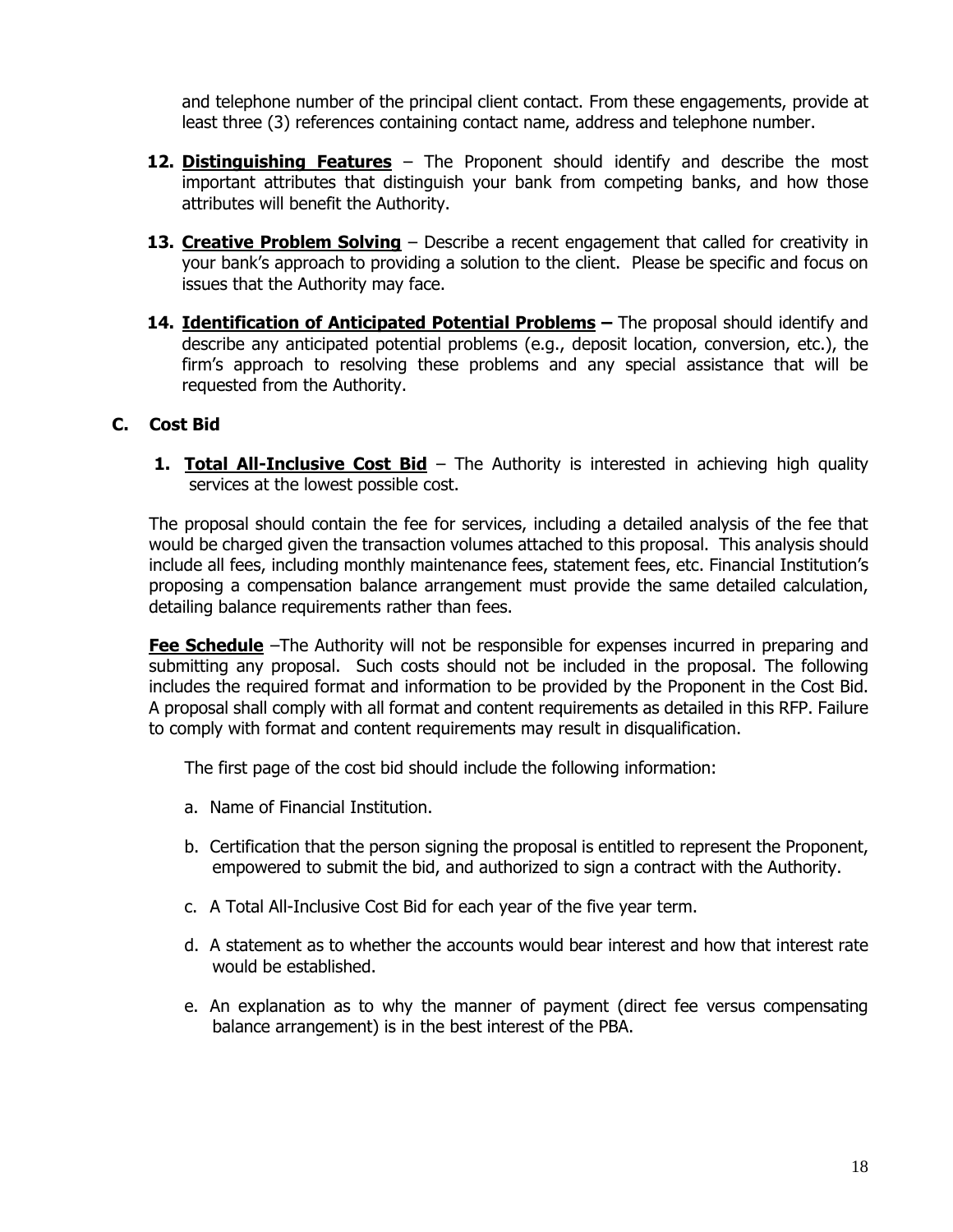and telephone number of the principal client contact. From these engagements, provide at least three (3) references containing contact name, address and telephone number.

12. **Distinguishing Features** – The Proponent should identify and describe the most important attributes that distinguish your bank from competing banks, and how those attributes will benefit the Authority.

13. **Creative Problem Solving** – Describe a recent engagement that called for creativity in your bank's approach to providing a solution to the client. Please be specific and focus on issues that the Authority may face.

14. **Identification of Anticipated Potential Problems –** The proposal should identify and describe any anticipated potential problems (e.g., deposit location, conversion, etc.), the firm's approach to resolving these problems and any special assistance that will be requested from the Authority.

## C. Cost Bid

1. **Total All-Inclusive Cost Bid** – The Authority is interested in achieving high quality services at the lowest possible cost.

The proposal should contain the fee for services, including a detailed analysis of the fee that would be charged given the transaction volumes attached to this proposal. This analysis should include all fees, including monthly maintenance fees, statement fees, etc. Financial Institution's proposing a compensation balance arrangement must provide the same detailed calculation, detailing balance requirements rather than fees.

**Fee Schedule** –The Authority will not be responsible for expenses incurred in preparing and submitting any proposal. Such costs should not be included in the proposal. The following includes the required format and information to be provided by the Proponent in the Cost Bid. A proposal shall comply with all format and content requirements as detailed in this RFP. Failure to comply with format and content requirements may result in disqualification.

The first page of the cost bid should include the following information:

a. Name of Financial Institution.

b. Certification that the person signing the proposal is entitled to represent the Proponent, empowered to submit the bid, and authorized to sign a contract with the Authority.

c. A Total All-Inclusive Cost Bid for each year of the five year term.

d. A statement as to whether the accounts would bear interest and how that interest rate would be established.

e. An explanation as to why the manner of payment (direct fee versus compensating balance arrangement) is in the best interest of the PBA.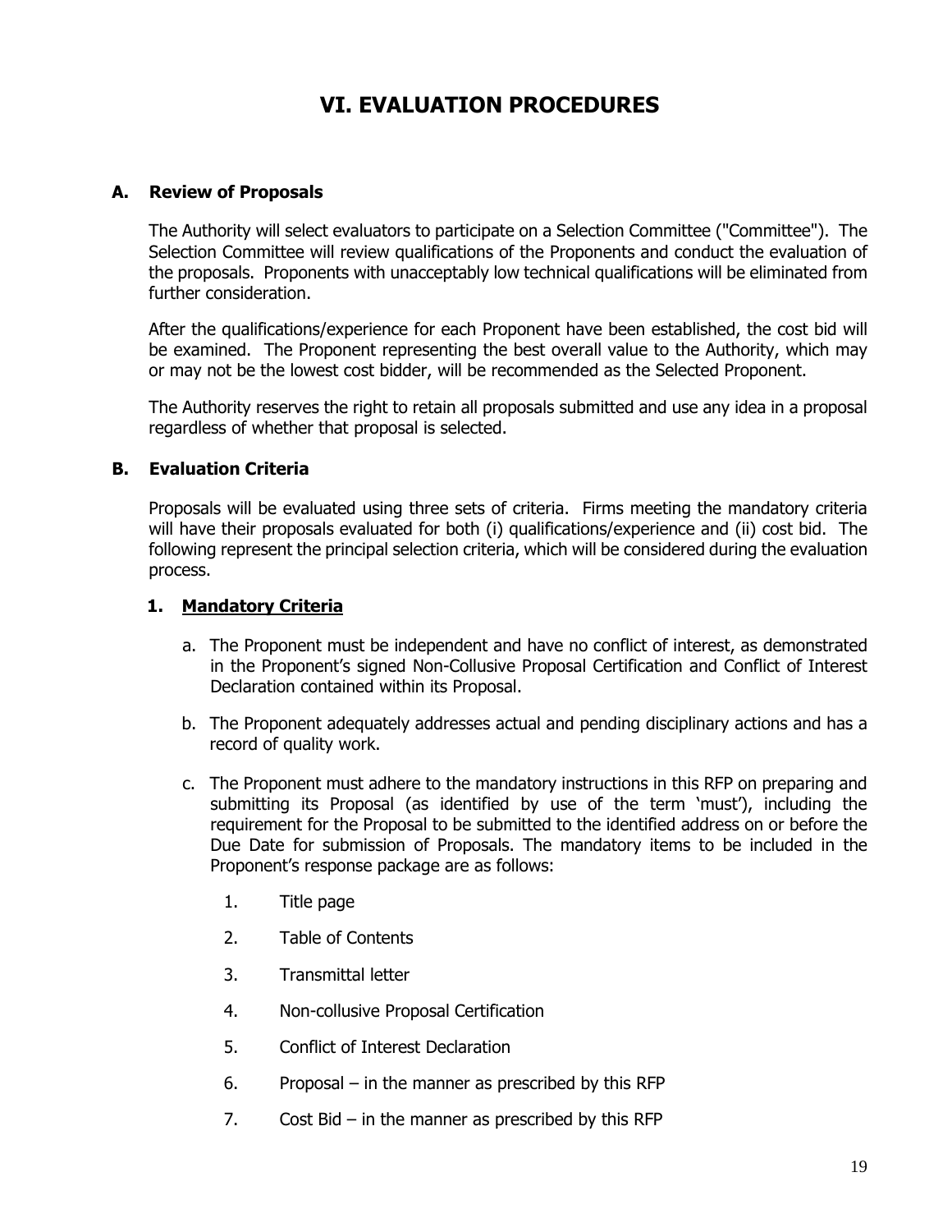# VI. EVALUATION PROCEDURES

## A. Review of Proposals

The Authority will select evaluators to participate on a Selection Committee ("Committee"). The Selection Committee will review qualifications of the Proponents and conduct the evaluation of the proposals. Proponents with unacceptably low technical qualifications will be eliminated from further consideration.

After the qualifications/experience for each Proponent have been established, the cost bid will be examined. The Proponent representing the best overall value to the Authority, which may or may not be the lowest cost bidder, will be recommended as the Selected Proponent.

The Authority reserves the right to retain all proposals submitted and use any idea in a proposal regardless of whether that proposal is selected.

## B. Evaluation Criteria

Proposals will be evaluated using three sets of criteria. Firms meeting the mandatory criteria will have their proposals evaluated for both (i) qualifications/experience and (ii) cost bid. The following represent the principal selection criteria, which will be considered during the evaluation process.

### 1. Mandatory Criteria

a. The Proponent must be independent and have no conflict of interest, as demonstrated in the Proponent's signed Non-Collusive Proposal Certification and Conflict of Interest Declaration contained within its Proposal.

b. The Proponent adequately addresses actual and pending disciplinary actions and has a record of quality work.

c. The Proponent must adhere to the mandatory instructions in this RFP on preparing and submitting its Proposal (as identified by use of the term 'must'), including the requirement for the Proposal to be submitted to the identified address on or before the Due Date for submission of Proposals. The mandatory items to be included in the Proponent's response package are as follows:

1. Title page
2. Table of Contents
3. Transmittal letter
4. Non-collusive Proposal Certification
5. Conflict of Interest Declaration
6. Proposal – in the manner as prescribed by this RFP
7. Cost Bid – in the manner as prescribed by this RFP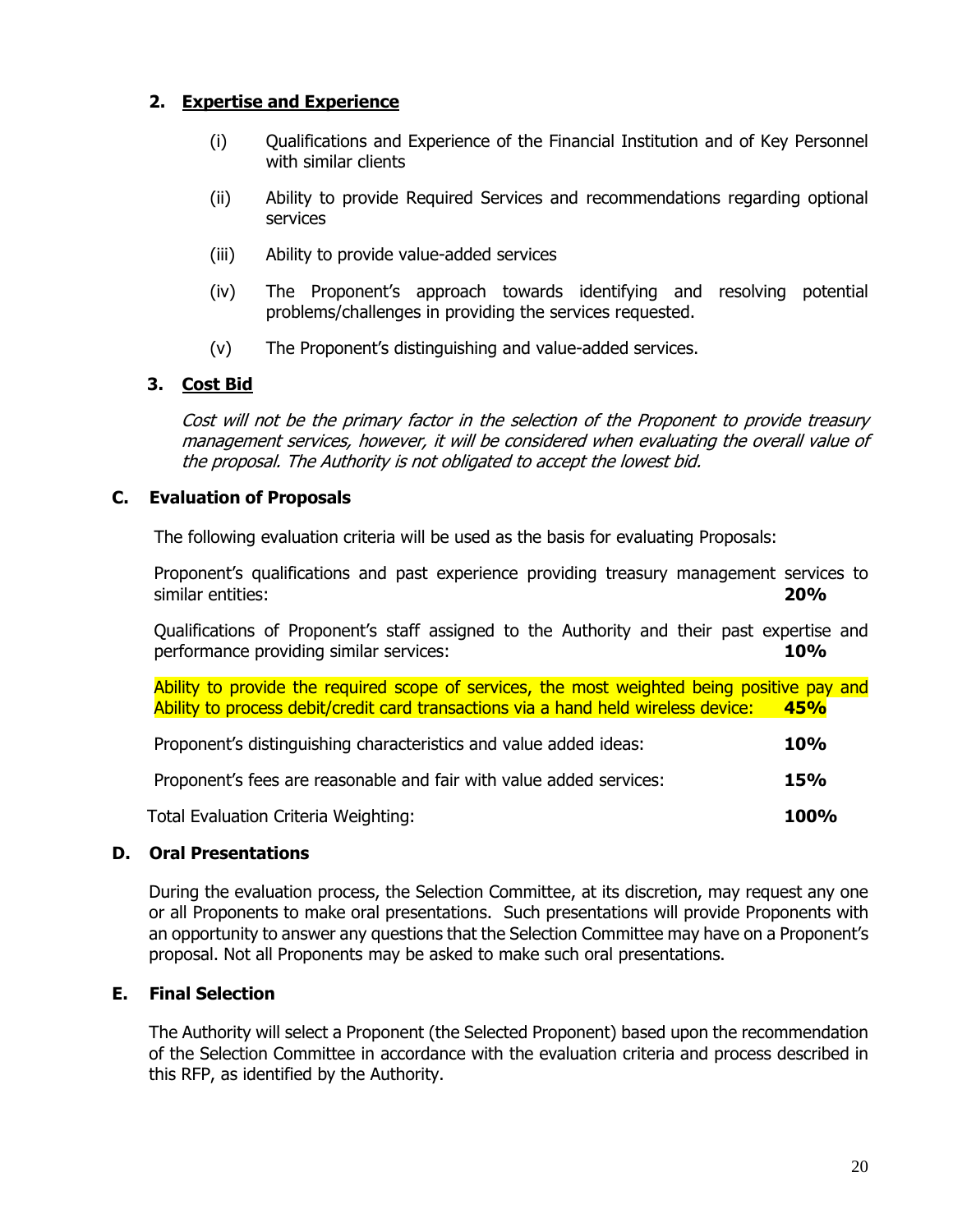### 2. **Expertise and Experience**

(i) Qualifications and Experience of the Financial Institution and of Key Personnel with similar clients

(ii) Ability to provide Required Services and recommendations regarding optional services

(iii) Ability to provide value-added services

(iv) The Proponent's approach towards identifying and resolving potential problems/challenges in providing the services requested.

(v) The Proponent's distinguishing and value-added services.

### 3. **Cost Bid**

*Cost will not be the primary factor in the selection of the Proponent to provide treasury management services, however, it will be considered when evaluating the overall value of the proposal. The Authority is not obligated to accept the lowest bid.*

## C. Evaluation of Proposals

The following evaluation criteria will be used as the basis for evaluating Proposals:

| Criteria | Weighting |
|---|---|
| Proponent's qualifications and past experience providing treasury management services to similar entities: | **20%** |
| Qualifications of Proponent's staff assigned to the Authority and their past expertise and performance providing similar services: | **10%** |
| Ability to provide the required scope of services, the most weighted being positive pay and Ability to process debit/credit card transactions via a hand held wireless device: | **45%** |
| Proponent's distinguishing characteristics and value added ideas: | **10%** |
| Proponent's fees are reasonable and fair with value added services: | **15%** |
| Total Evaluation Criteria Weighting: | **100%** |

## D. Oral Presentations

During the evaluation process, the Selection Committee, at its discretion, may request any one or all Proponents to make oral presentations. Such presentations will provide Proponents with an opportunity to answer any questions that the Selection Committee may have on a Proponent's proposal. Not all Proponents may be asked to make such oral presentations.

## E. Final Selection

The Authority will select a Proponent (the Selected Proponent) based upon the recommendation of the Selection Committee in accordance with the evaluation criteria and process described in this RFP, as identified by the Authority.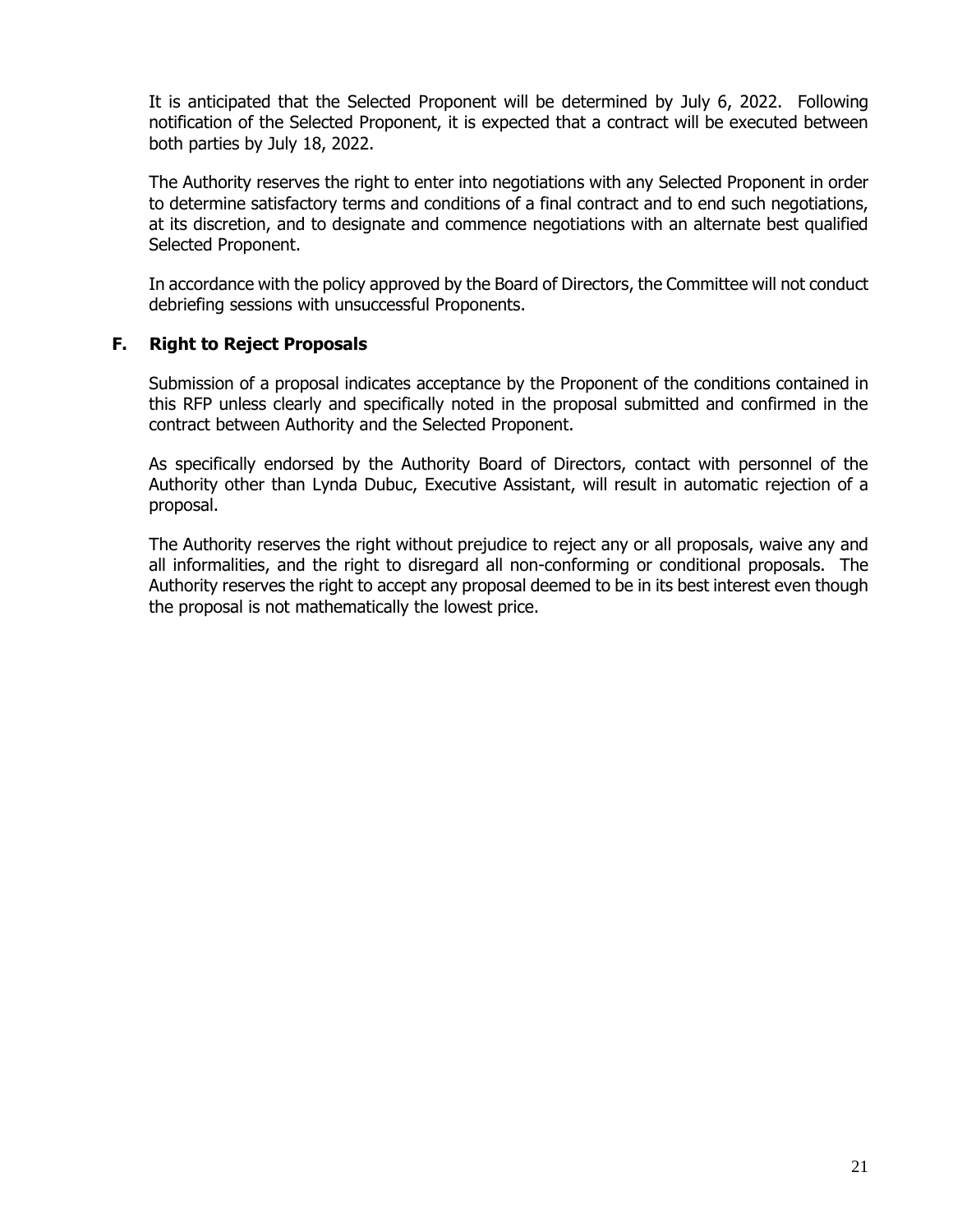It is anticipated that the Selected Proponent will be determined by July 6, 2022. Following notification of the Selected Proponent, it is expected that a contract will be executed between both parties by July 18, 2022.

The Authority reserves the right to enter into negotiations with any Selected Proponent in order to determine satisfactory terms and conditions of a final contract and to end such negotiations, at its discretion, and to designate and commence negotiations with an alternate best qualified Selected Proponent.

In accordance with the policy approved by the Board of Directors, the Committee will not conduct debriefing sessions with unsuccessful Proponents.

### F. Right to Reject Proposals

Submission of a proposal indicates acceptance by the Proponent of the conditions contained in this RFP unless clearly and specifically noted in the proposal submitted and confirmed in the contract between Authority and the Selected Proponent.

As specifically endorsed by the Authority Board of Directors, contact with personnel of the Authority other than Lynda Dubuc, Executive Assistant, will result in automatic rejection of a proposal.

The Authority reserves the right without prejudice to reject any or all proposals, waive any and all informalities, and the right to disregard all non-conforming or conditional proposals. The Authority reserves the right to accept any proposal deemed to be in its best interest even though the proposal is not mathematically the lowest price.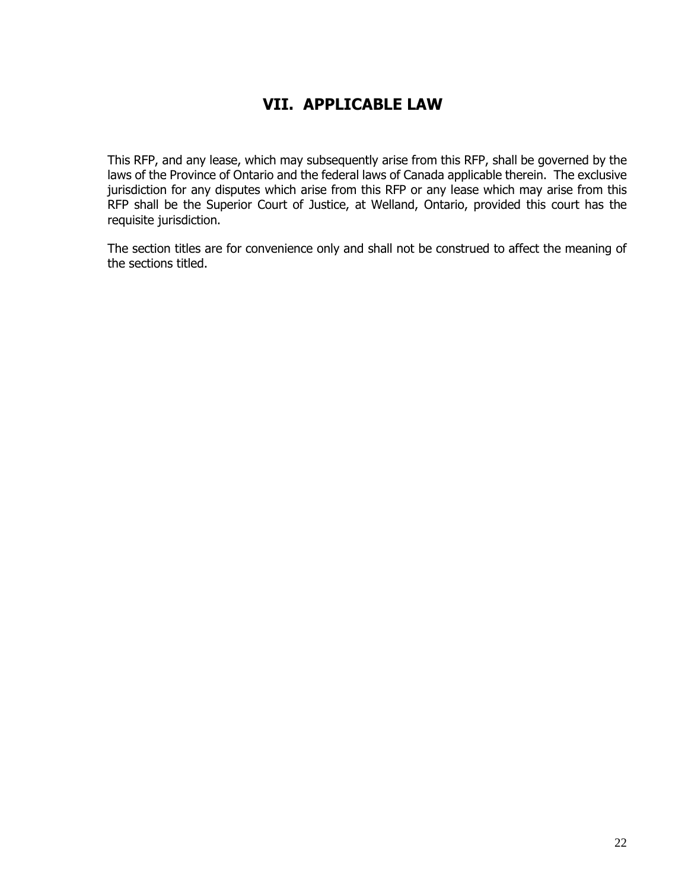# VII. APPLICABLE LAW

This RFP, and any lease, which may subsequently arise from this RFP, shall be governed by the laws of the Province of Ontario and the federal laws of Canada applicable therein. The exclusive jurisdiction for any disputes which arise from this RFP or any lease which may arise from this RFP shall be the Superior Court of Justice, at Welland, Ontario, provided this court has the requisite jurisdiction.

The section titles are for convenience only and shall not be construed to affect the meaning of the sections titled.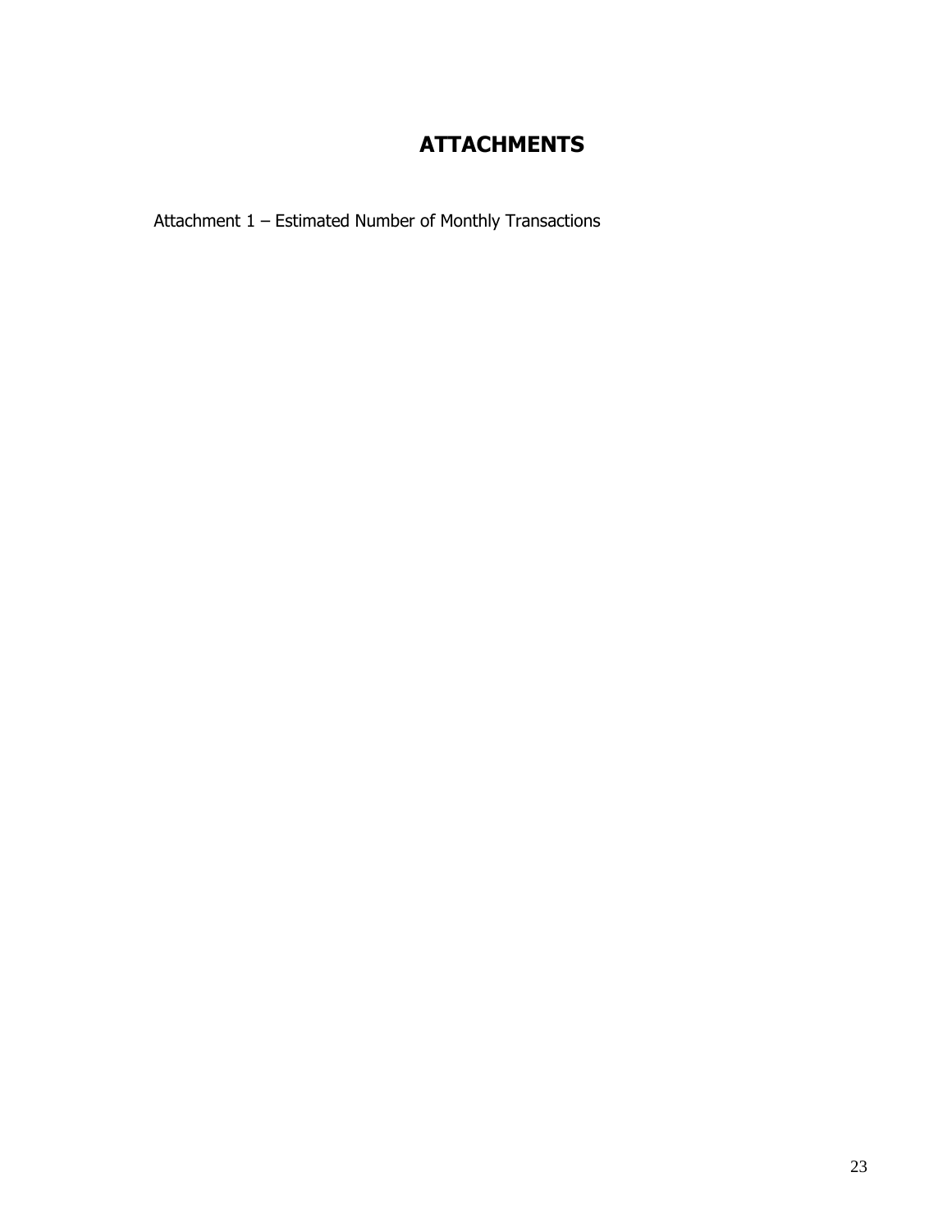# ATTACHMENTS

Attachment 1 – Estimated Number of Monthly Transactions